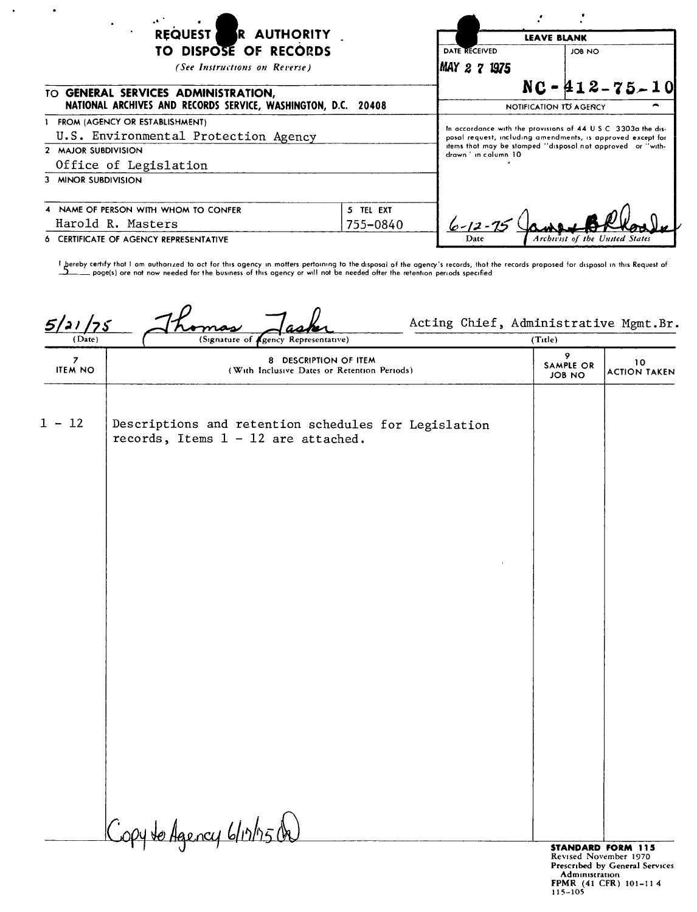# REQUEST FOR AUTHORITY TO DISPOSE OF RECORDS

*(See Instructions on Reverse)*

| LEAVE BLANK | |
|---|---|
| DATE RECEIVED: MAY 2 7 1975 | JOB NO: NC - 412-75-10 |

**TO GENERAL SERVICES ADMINISTRATION, NATIONAL ARCHIVES AND RECORDS SERVICE, WASHINGTON, D.C. 20408**

**NOTIFICATION TO AGENCY**

In accordance with the provisions of 44 U S C 3303a the disposal request, including amendments, is approved except for items that may be stamped "disposal not approved" or "withdrawn" in column 10

6-12-75 — James B Rhoads — Archivist of the United States
(Date)

1 FROM (AGENCY OR ESTABLISHMENT)
U.S. Environmental Protection Agency

2 MAJOR SUBDIVISION
Office of Legislation

3 MINOR SUBDIVISION

4 NAME OF PERSON WITH WHOM TO CONFER
Harold R. Masters

5 TEL EXT
755-0840

6 CERTIFICATE OF AGENCY REPRESENTATIVE

I hereby certify that I am authorized to act for this agency in matters pertaining to the disposal of the agency's records, that the records proposed for disposal in this Request of 5 page(s) are not now needed for the business of this agency or will not be needed after the retention periods specified

5/21/75 (Date) — Thomas Lasker (Signature of Agency Representative) — Acting Chief, Administrative Mgmt.Br. (Title)

| 7 ITEM NO | 8 DESCRIPTION OF ITEM (With Inclusive Dates or Retention Periods) | 9 SAMPLE OR JOB NO | 10 ACTION TAKEN |
|---|---|---|---|
| 1 - 12 | Descriptions and retention schedules for Legislation records, Items 1 - 12 are attached. | | |

Copy to Agency 6/17/75

STANDARD FORM 115
Revised November 1970
Prescribed by General Services Administration
FPMR (41 CFR) 101-11 4
115-105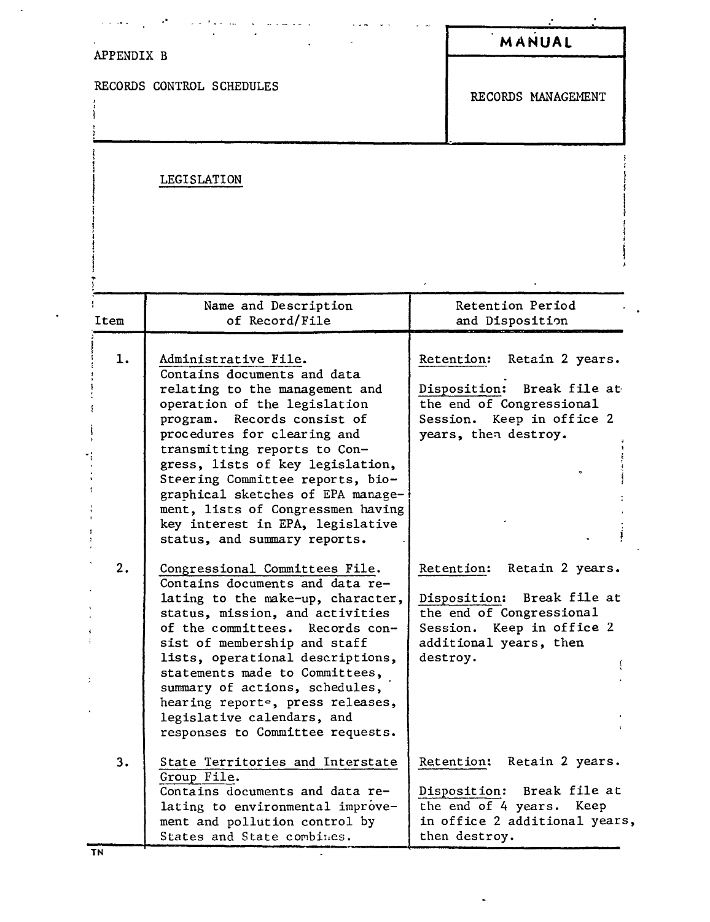APPENDIX B

RECORDS CONTROL SCHEDULES

**MANUAL**

RECORDS MANAGEMENT

LEGISLATION

| Item | Name and Description of Record/File | Retention Period and Disposition |
|---|---|---|
| 1. | Administrative File. Contains documents and data relating to the management and operation of the legislation program. Records consist of procedures for clearing and transmitting reports to Congress, lists of key legislation, Steering Committee reports, biographical sketches of EPA management, lists of Congressmen having key interest in EPA, legislative status, and summary reports. | Retention: Retain 2 years. Disposition: Break file at the end of Congressional Session. Keep in office 2 years, then destroy. |
| 2. | Congressional Committees File. Contains documents and data relating to the make-up, character, status, mission, and activities of the committees. Records consist of membership and staff lists, operational descriptions, statements made to Committees, summary of actions, schedules, hearing reports, press releases, legislative calendars, and responses to Committee requests. | Retention: Retain 2 years. Disposition: Break file at the end of Congressional Session. Keep in office 2 additional years, then destroy. |
| 3. | State Territories and Interstate Group File. Contains documents and data relating to environmental improvement and pollution control by States and State combines. | Retention: Retain 2 years. Disposition: Break file at the end of 4 years. Keep in office 2 additional years, then destroy. |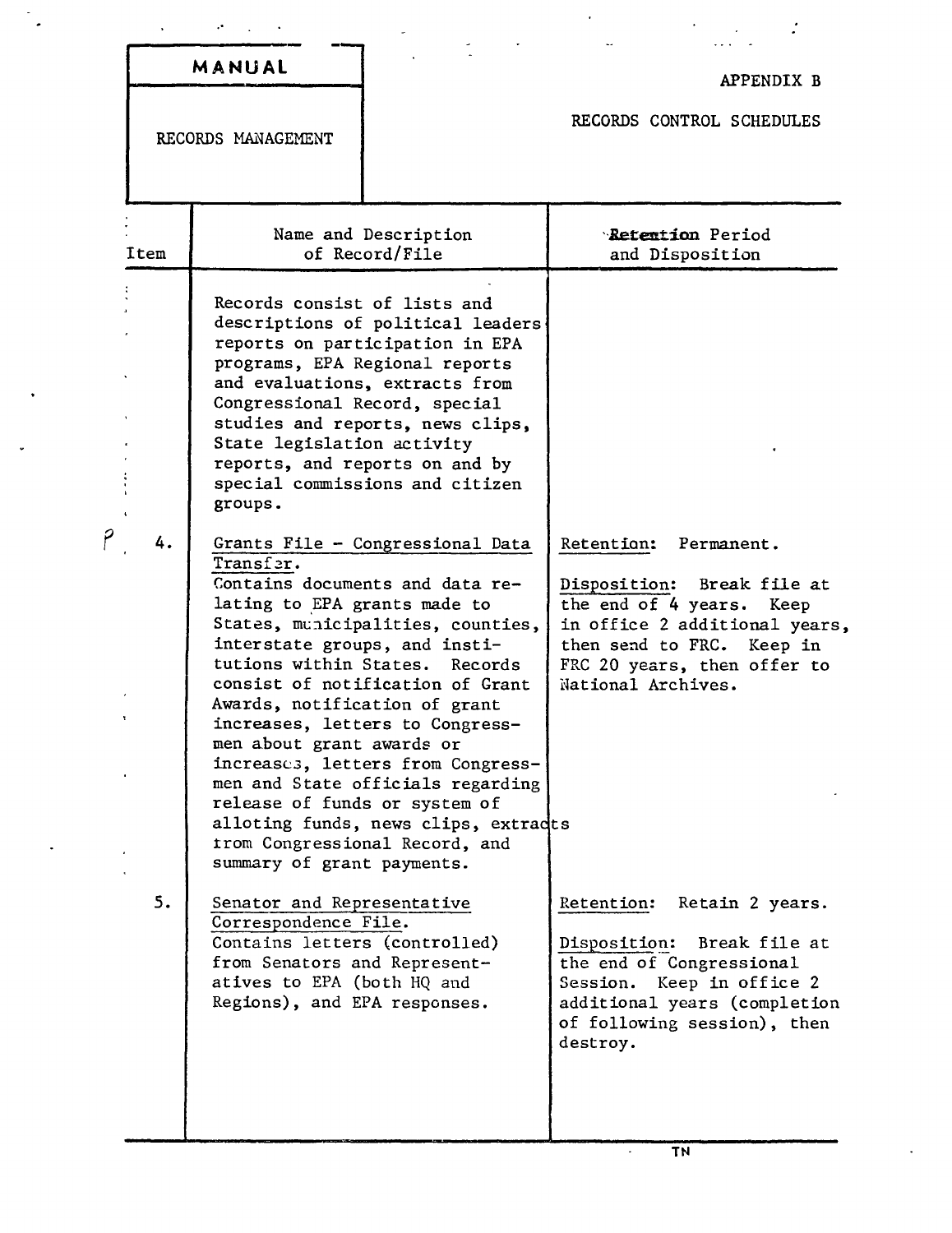| MANUAL | APPENDIX B |
| --- | --- |
| RECORDS MANAGEMENT | RECORDS CONTROL SCHEDULES |

| Item | Name and Description of Record/File | Retention Period and Disposition |
| --- | --- | --- |
| | Records consist of lists and descriptions of political leaders reports on participation in EPA programs, EPA Regional reports and evaluations, extracts from Congressional Record, special studies and reports, news clips, State legislation activity reports, and reports on and by special commissions and citizen groups. | |
| 4. | Grants File - Congressional Data Transfer. Contains documents and data relating to EPA grants made to States, municipalities, counties, interstate groups, and institutions within States. Records consist of notification of Grant Awards, notification of grant increases, letters to Congressmen about grant awards or increases, letters from Congressmen and State officials regarding release of funds or system of alloting funds, news clips, extracts from Congressional Record, and summary of grant payments. | Retention: Permanent. Disposition: Break file at the end of 4 years. Keep in office 2 additional years, then send to FRC. Keep in FRC 20 years, then offer to National Archives. |
| 5. | Senator and Representative Correspondence File. Contains letters (controlled) from Senators and Representatives to EPA (both HQ and Regions), and EPA responses. | Retention: Retain 2 years. Disposition: Break file at the end of Congressional Session. Keep in office 2 additional years (completion of following session), then destroy. |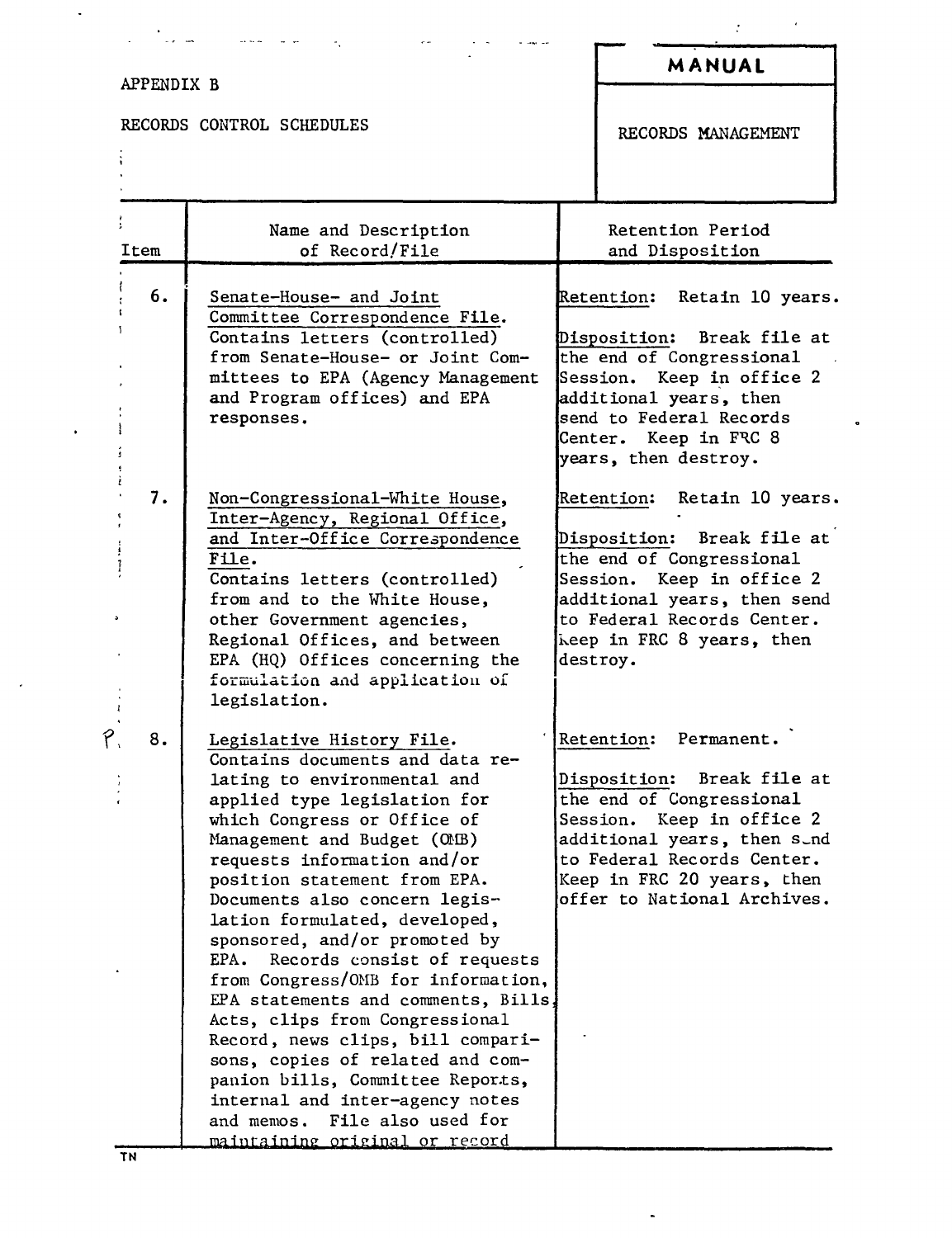APPENDIX B

RECORDS CONTROL SCHEDULES

**MANUAL**

RECORDS MANAGEMENT

| Item | Name and Description of Record/File | Retention Period and Disposition |
|---|---|---|
| 6. | Senate-House- and Joint Committee Correspondence File. Contains letters (controlled) from Senate-House- or Joint Committees to EPA (Agency Management and Program offices) and EPA responses. | Retention: Retain 10 years. Disposition: Break file at the end of Congressional Session. Keep in office 2 additional years, then send to Federal Records Center. Keep in FRC 8 years, then destroy. |
| 7. | Non-Congressional-White House, Inter-Agency, Regional Office, and Inter-Office Correspondence File. Contains letters (controlled) from and to the White House, other Government agencies, Regional Offices, and between EPA (HQ) Offices concerning the formulation and application of legislation. | Retention: Retain 10 years. Disposition: Break file at the end of Congressional Session. Keep in office 2 additional years, then send to Federal Records Center. Keep in FRC 8 years, then destroy. |
| 8. | Legislative History File. Contains documents and data relating to environmental and applied type legislation for which Congress or Office of Management and Budget (OMB) requests information and/or position statement from EPA. Documents also concern legislation formulated, developed, sponsored, and/or promoted by EPA. Records consist of requests from Congress/OMB for information, EPA statements and comments, Bills, Acts, clips from Congressional Record, news clips, bill comparisons, copies of related and companion bills, Committee Reports, internal and inter-agency notes and memos. File also used for maintaining original or record | Retention: Permanent. Disposition: Break file at the end of Congressional Session. Keep in office 2 additional years, then send to Federal Records Center. Keep in FRC 20 years, then offer to National Archives. |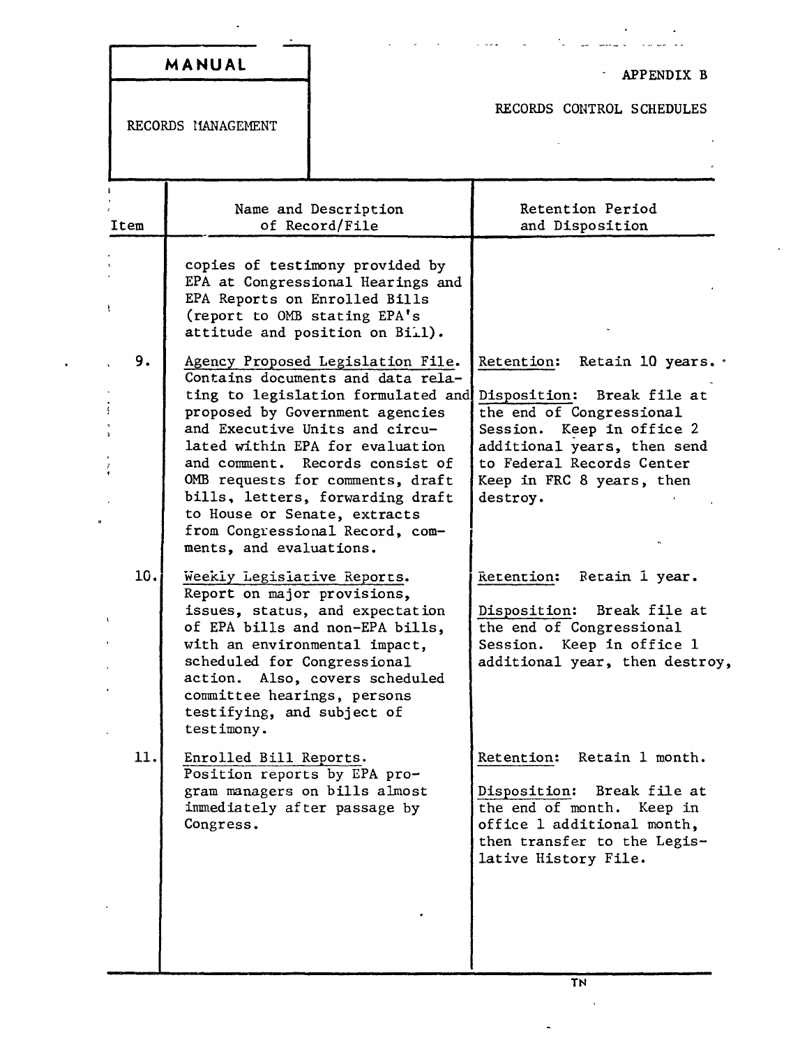| Item | Name and Description of Record/File | Retention Period and Disposition |
|---|---|---|
| | copies of testimony provided by EPA at Congressional Hearings and EPA Reports on Enrolled Bills (report to OMB stating EPA's attitude and position on Bill). | |
| 9. | Agency Proposed Legislation File. Contains documents and data relating to legislation formulated and proposed by Government agencies and Executive Units and circulated within EPA for evaluation and comment. Records consist of OMB requests for comments, draft bills, letters, forwarding draft to House or Senate, extracts from Congressional Record, comments, and evaluations. | Retention: Retain 10 years.<br><br>Disposition: Break file at the end of Congressional Session. Keep in office 2 additional years, then send to Federal Records Center Keep in FRC 8 years, then destroy. |
| 10. | Weekly Legislative Reports. Report on major provisions, issues, status, and expectation of EPA bills and non-EPA bills, with an environmental impact, scheduled for Congressional action. Also, covers scheduled committee hearings, persons testifying, and subject of testimony. | Retention: Retain 1 year.<br><br>Disposition: Break file at the end of Congressional Session. Keep in office 1 additional year, then destroy, |
| 11. | Enrolled Bill Reports. Position reports by EPA program managers on bills almost immediately after passage by Congress. | Retention: Retain 1 month.<br><br>Disposition: Break file at the end of month. Keep in office 1 additional month, then transfer to the Legislative History File. |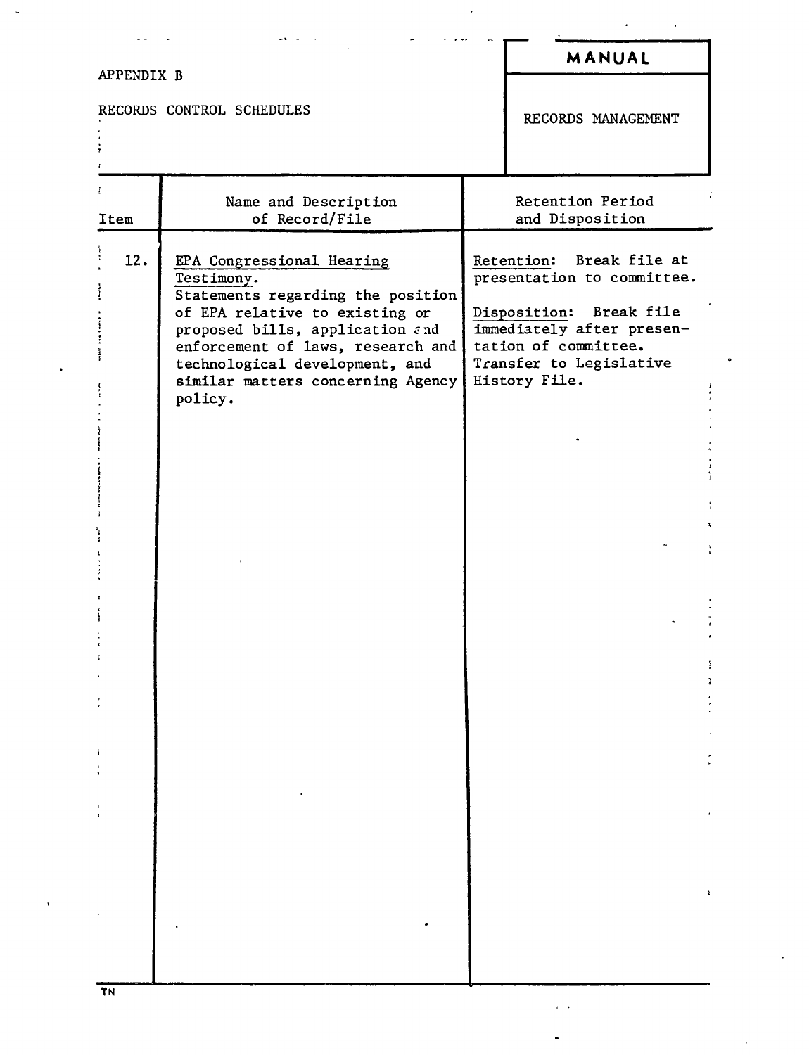APPENDIX B

RECORDS CONTROL SCHEDULES

**MANUAL**

RECORDS MANAGEMENT

| Item | Name and Description of Record/File | Retention Period and Disposition |
|---|---|---|
| 12. | EPA Congressional Hearing Testimony. Statements regarding the position of EPA relative to existing or proposed bills, application and enforcement of laws, research and technological development, and similar matters concerning Agency policy. | Retention: Break file at presentation to committee. Disposition: Break file immediately after presentation of committee. Transfer to Legislative History File. |

TN